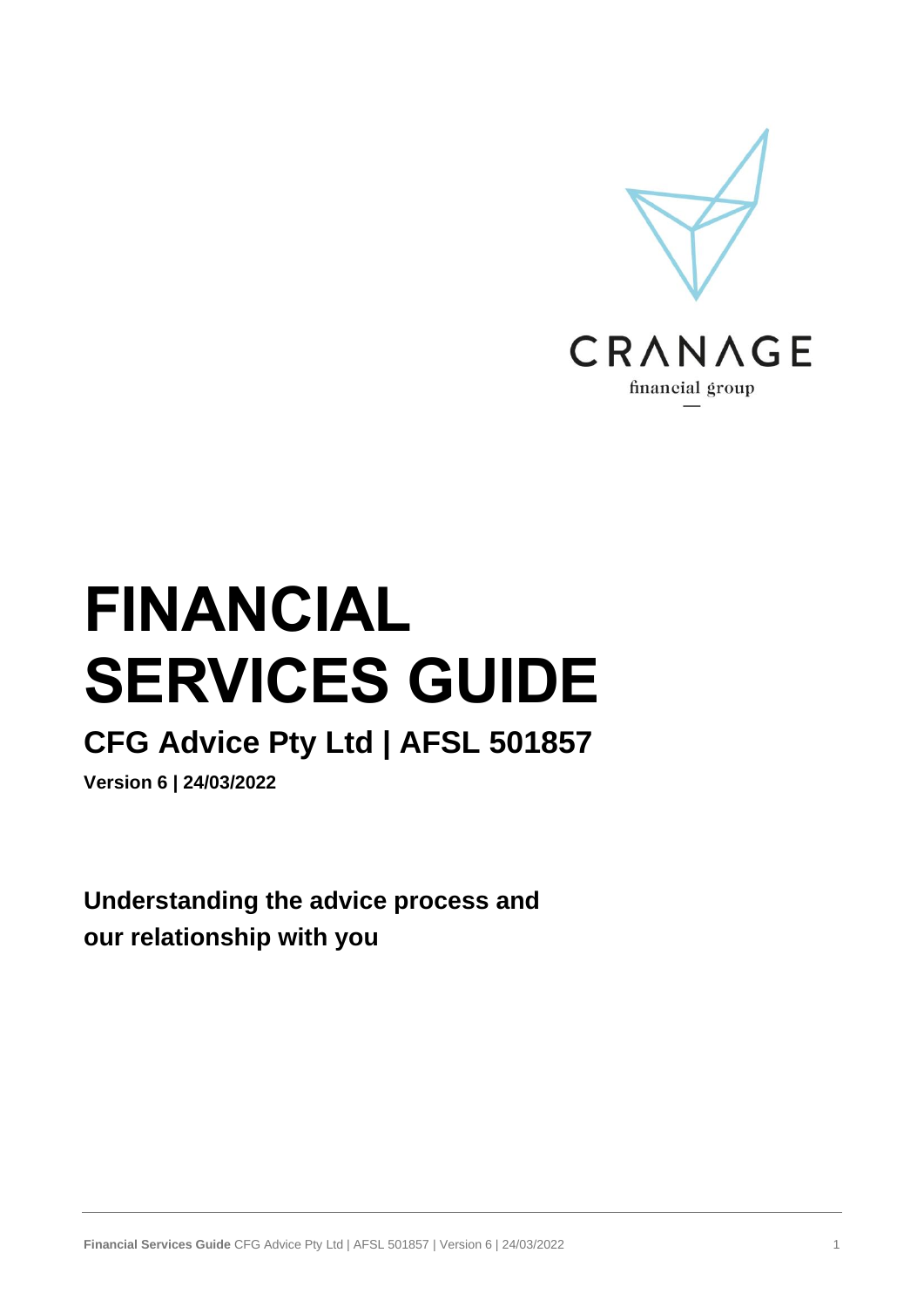CRANAGE

financial group

# FINANCIAL SERVICES GUIDE

## CFG Advice Pty Ltd | AFSL 501857

**Version 6 | 24/03/2022**

**Understanding the advice process and our relationship with you**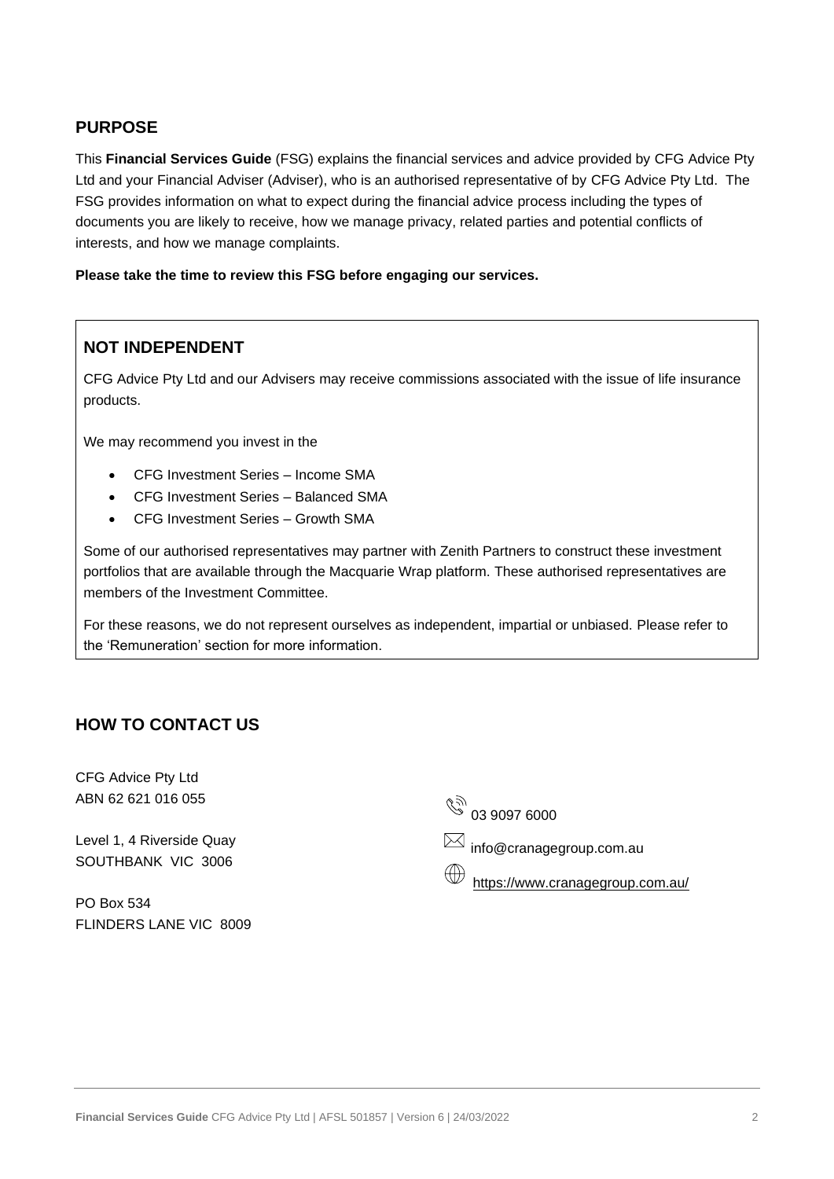## PURPOSE

This **Financial Services Guide** (FSG) explains the financial services and advice provided by CFG Advice Pty Ltd and your Financial Adviser (Adviser), who is an authorised representative of by CFG Advice Pty Ltd. The FSG provides information on what to expect during the financial advice process including the types of documents you are likely to receive, how we manage privacy, related parties and potential conflicts of interests, and how we manage complaints.

**Please take the time to review this FSG before engaging our services.**

## NOT INDEPENDENT

CFG Advice Pty Ltd and our Advisers may receive commissions associated with the issue of life insurance products.

We may recommend you invest in the

- CFG Investment Series – Income SMA
- CFG Investment Series – Balanced SMA
- CFG Investment Series – Growth SMA

Some of our authorised representatives may partner with Zenith Partners to construct these investment portfolios that are available through the Macquarie Wrap platform. These authorised representatives are members of the Investment Committee.

For these reasons, we do not represent ourselves as independent, impartial or unbiased. Please refer to the 'Remuneration' section for more information.

## HOW TO CONTACT US

CFG Advice Pty Ltd
ABN 62 621 016 055

Level 1, 4 Riverside Quay
SOUTHBANK VIC 3006

PO Box 534
FLINDERS LANE VIC 8009

03 9097 6000

info@cranagegroup.com.au

https://www.cranagegroup.com.au/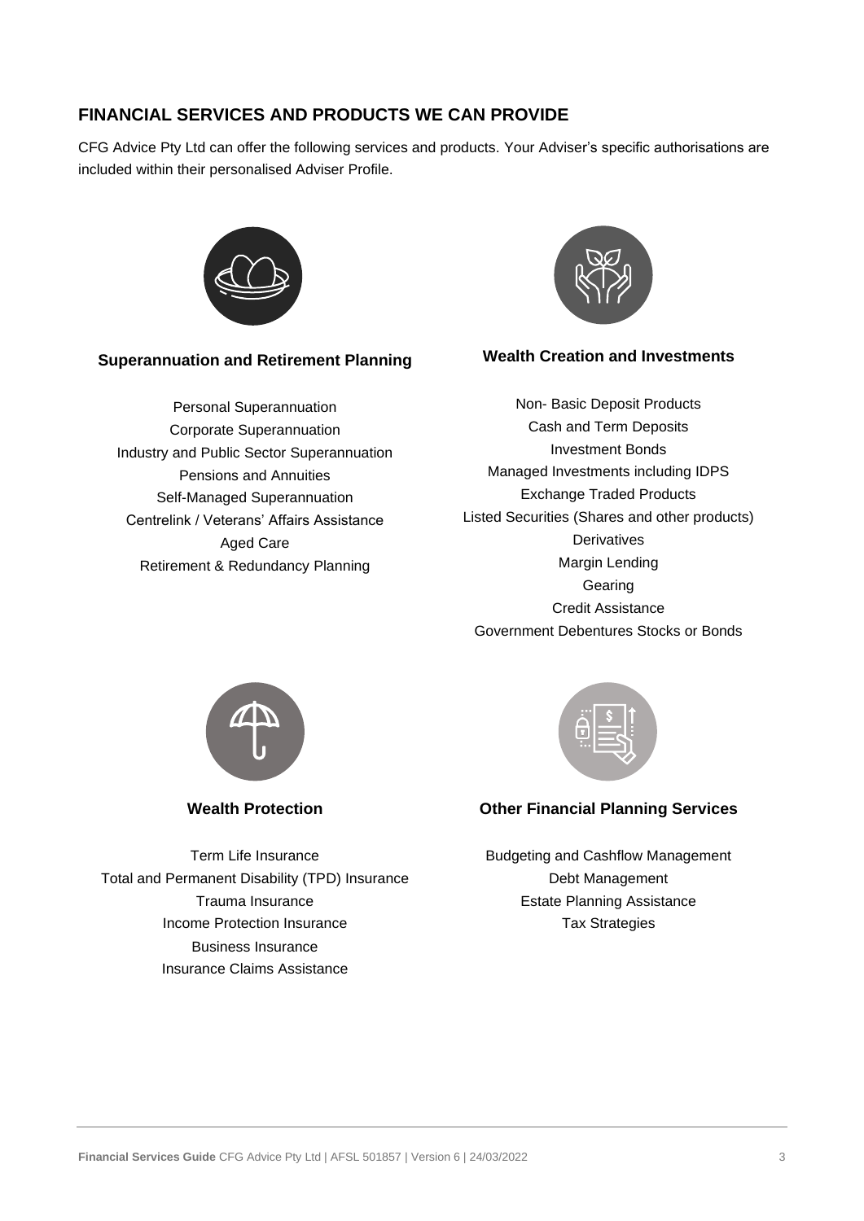## FINANCIAL SERVICES AND PRODUCTS WE CAN PROVIDE

CFG Advice Pty Ltd can offer the following services and products. Your Adviser's specific authorisations are included within their personalised Adviser Profile.

### Superannuation and Retirement Planning

- Personal Superannuation
- Corporate Superannuation
- Industry and Public Sector Superannuation
- Pensions and Annuities
- Self-Managed Superannuation
- Centrelink / Veterans' Affairs Assistance
- Aged Care
- Retirement & Redundancy Planning

### Wealth Creation and Investments

- Non- Basic Deposit Products
- Cash and Term Deposits
- Investment Bonds
- Managed Investments including IDPS
- Exchange Traded Products
- Listed Securities (Shares and other products)
- Derivatives
- Margin Lending
- Gearing
- Credit Assistance
- Government Debentures Stocks or Bonds

### Wealth Protection

- Term Life Insurance
- Total and Permanent Disability (TPD) Insurance
- Trauma Insurance
- Income Protection Insurance
- Business Insurance
- Insurance Claims Assistance

### Other Financial Planning Services

- Budgeting and Cashflow Management
- Debt Management
- Estate Planning Assistance
- Tax Strategies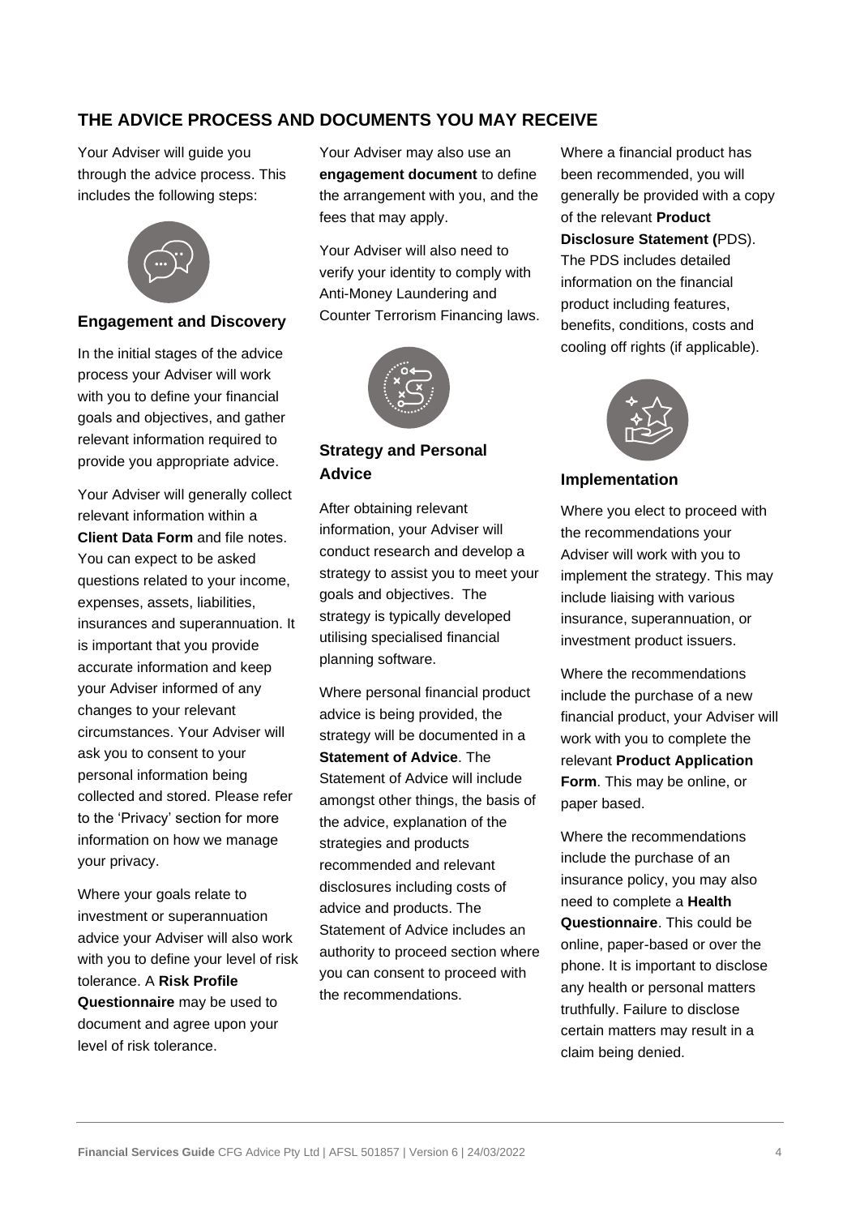## THE ADVICE PROCESS AND DOCUMENTS YOU MAY RECEIVE

Your Adviser will guide you through the advice process. This includes the following steps:

### Engagement and Discovery

In the initial stages of the advice process your Adviser will work with you to define your financial goals and objectives, and gather relevant information required to provide you appropriate advice.

Your Adviser will generally collect relevant information within a **Client Data Form** and file notes. You can expect to be asked questions related to your income, expenses, assets, liabilities, insurances and superannuation. It is important that you provide accurate information and keep your Adviser informed of any changes to your relevant circumstances. Your Adviser will ask you to consent to your personal information being collected and stored. Please refer to the 'Privacy' section for more information on how we manage your privacy.

Where your goals relate to investment or superannuation advice your Adviser will also work with you to define your level of risk tolerance. A **Risk Profile Questionnaire** may be used to document and agree upon your level of risk tolerance.

Your Adviser may also use an **engagement document** to define the arrangement with you, and the fees that may apply.

Your Adviser will also need to verify your identity to comply with Anti-Money Laundering and Counter Terrorism Financing laws.

### Strategy and Personal Advice

After obtaining relevant information, your Adviser will conduct research and develop a strategy to assist you to meet your goals and objectives. The strategy is typically developed utilising specialised financial planning software.

Where personal financial product advice is being provided, the strategy will be documented in a **Statement of Advice**. The Statement of Advice will include amongst other things, the basis of the advice, explanation of the strategies and products recommended and relevant disclosures including costs of advice and products. The Statement of Advice includes an authority to proceed section where you can consent to proceed with the recommendations.

Where a financial product has been recommended, you will generally be provided with a copy of the relevant **Product Disclosure Statement (**PDS). The PDS includes detailed information on the financial product including features, benefits, conditions, costs and cooling off rights (if applicable).

### Implementation

Where you elect to proceed with the recommendations your Adviser will work with you to implement the strategy. This may include liaising with various insurance, superannuation, or investment product issuers.

Where the recommendations include the purchase of a new financial product, your Adviser will work with you to complete the relevant **Product Application Form**. This may be online, or paper based.

Where the recommendations include the purchase of an insurance policy, you may also need to complete a **Health Questionnaire**. This could be online, paper-based or over the phone. It is important to disclose any health or personal matters truthfully. Failure to disclose certain matters may result in a claim being denied.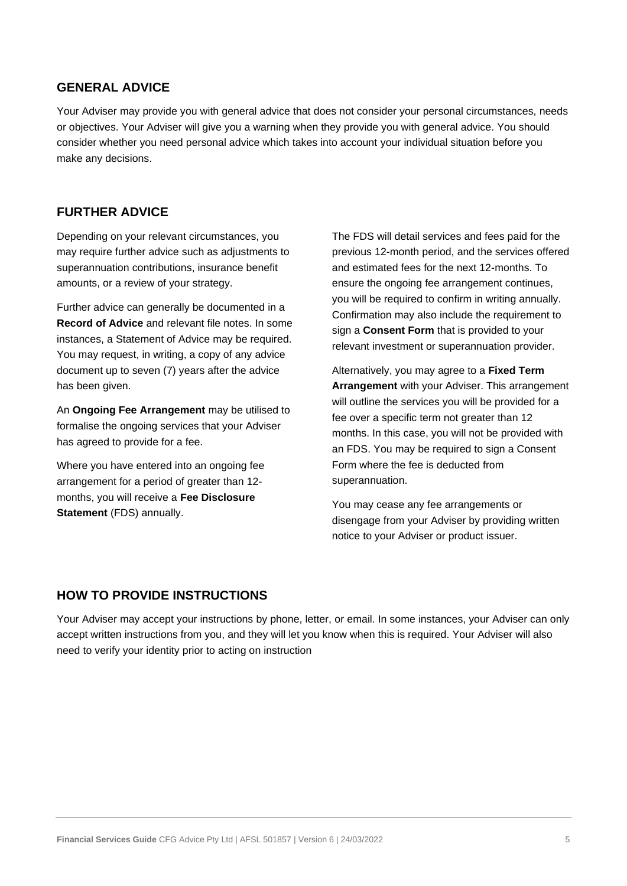## GENERAL ADVICE

Your Adviser may provide you with general advice that does not consider your personal circumstances, needs or objectives. Your Adviser will give you a warning when they provide you with general advice. You should consider whether you need personal advice which takes into account your individual situation before you make any decisions.

## FURTHER ADVICE

Depending on your relevant circumstances, you may require further advice such as adjustments to superannuation contributions, insurance benefit amounts, or a review of your strategy.

Further advice can generally be documented in a **Record of Advice** and relevant file notes. In some instances, a Statement of Advice may be required. You may request, in writing, a copy of any advice document up to seven (7) years after the advice has been given.

An **Ongoing Fee Arrangement** may be utilised to formalise the ongoing services that your Adviser has agreed to provide for a fee.

Where you have entered into an ongoing fee arrangement for a period of greater than 12-months, you will receive a **Fee Disclosure Statement** (FDS) annually.

The FDS will detail services and fees paid for the previous 12-month period, and the services offered and estimated fees for the next 12-months. To ensure the ongoing fee arrangement continues, you will be required to confirm in writing annually. Confirmation may also include the requirement to sign a **Consent Form** that is provided to your relevant investment or superannuation provider.

Alternatively, you may agree to a **Fixed Term Arrangement** with your Adviser. This arrangement will outline the services you will be provided for a fee over a specific term not greater than 12 months. In this case, you will not be provided with an FDS. You may be required to sign a Consent Form where the fee is deducted from superannuation.

You may cease any fee arrangements or disengage from your Adviser by providing written notice to your Adviser or product issuer.

## HOW TO PROVIDE INSTRUCTIONS

Your Adviser may accept your instructions by phone, letter, or email. In some instances, your Adviser can only accept written instructions from you, and they will let you know when this is required. Your Adviser will also need to verify your identity prior to acting on instruction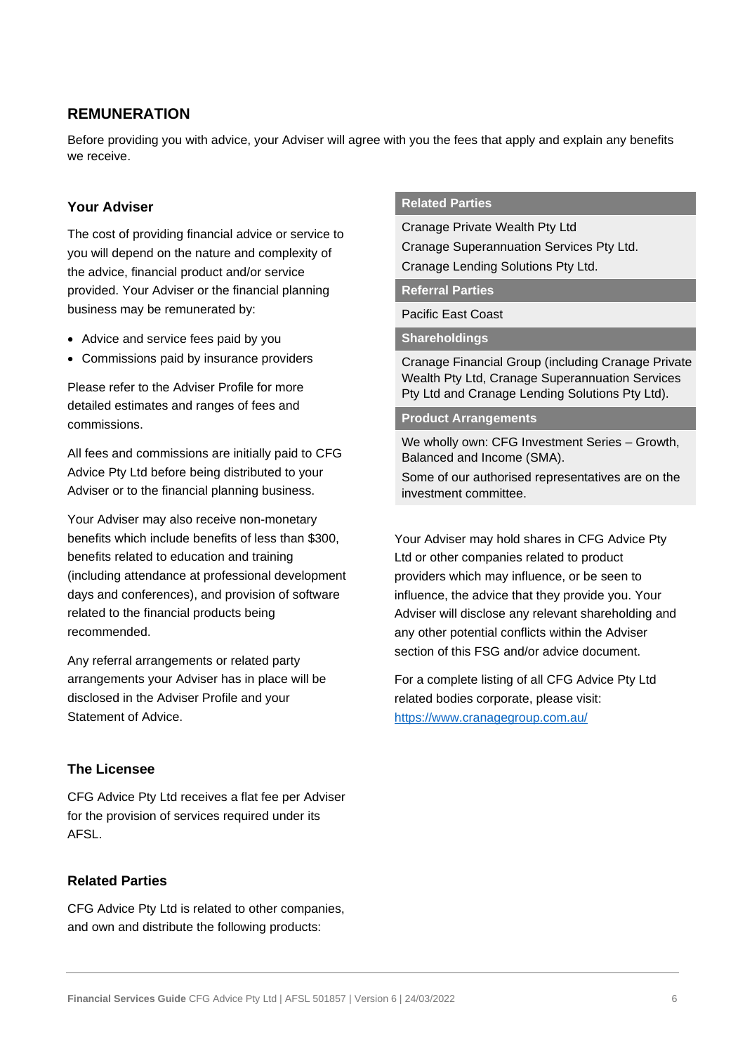## REMUNERATION

Before providing you with advice, your Adviser will agree with you the fees that apply and explain any benefits we receive.

### Your Adviser

The cost of providing financial advice or service to you will depend on the nature and complexity of the advice, financial product and/or service provided. Your Adviser or the financial planning business may be remunerated by:

- Advice and service fees paid by you
- Commissions paid by insurance providers

Please refer to the Adviser Profile for more detailed estimates and ranges of fees and commissions.

All fees and commissions are initially paid to CFG Advice Pty Ltd before being distributed to your Adviser or to the financial planning business.

Your Adviser may also receive non-monetary benefits which include benefits of less than $300, benefits related to education and training (including attendance at professional development days and conferences), and provision of software related to the financial products being recommended.

Any referral arrangements or related party arrangements your Adviser has in place will be disclosed in the Adviser Profile and your Statement of Advice.

### The Licensee

CFG Advice Pty Ltd receives a flat fee per Adviser for the provision of services required under its AFSL.

### Related Parties

CFG Advice Pty Ltd is related to other companies, and own and distribute the following products:

| Related Parties |
|---|
| Cranage Private Wealth Pty Ltd<br>Cranage Superannuation Services Pty Ltd.<br>Cranage Lending Solutions Pty Ltd. |
| **Referral Parties** |
| Pacific East Coast |
| **Shareholdings** |
| Cranage Financial Group (including Cranage Private Wealth Pty Ltd, Cranage Superannuation Services Pty Ltd and Cranage Lending Solutions Pty Ltd). |
| **Product Arrangements** |
| We wholly own: CFG Investment Series – Growth, Balanced and Income (SMA).<br>Some of our authorised representatives are on the investment committee. |

Your Adviser may hold shares in CFG Advice Pty Ltd or other companies related to product providers which may influence, or be seen to influence, the advice that they provide you. Your Adviser will disclose any relevant shareholding and any other potential conflicts within the Adviser section of this FSG and/or advice document.

For a complete listing of all CFG Advice Pty Ltd related bodies corporate, please visit: [https://www.cranagegroup.com.au/](https://www.cranagegroup.com.au/)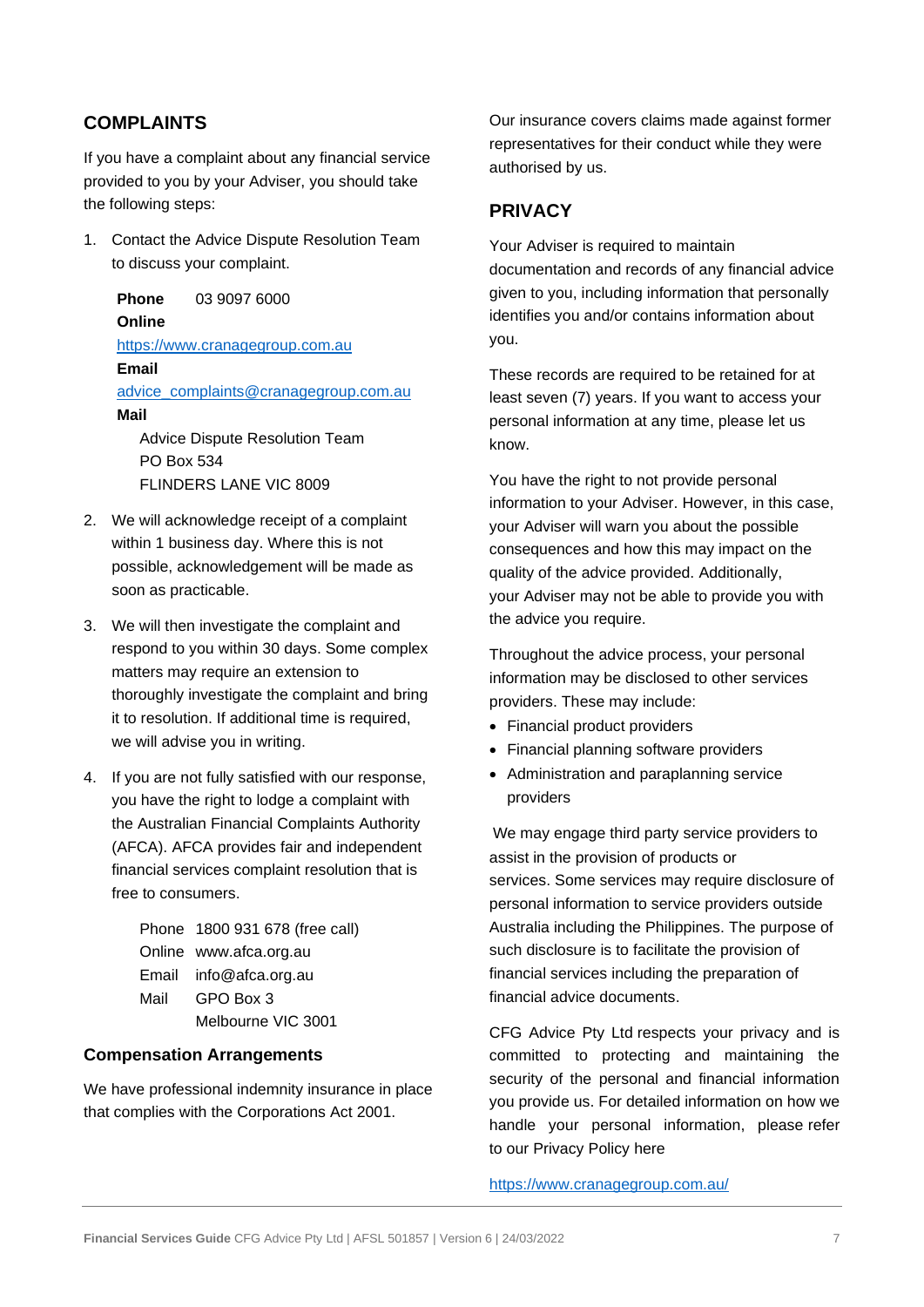## COMPLAINTS

If you have a complaint about any financial service provided to you by your Adviser, you should take the following steps:

1. Contact the Advice Dispute Resolution Team to discuss your complaint.

   **Phone** 03 9097 6000
   **Online**
   https://www.cranagegroup.com.au
   **Email**
   advice_complaints@cranagegroup.com.au
   **Mail**
   Advice Dispute Resolution Team
   PO Box 534
   FLINDERS LANE VIC 8009

2. We will acknowledge receipt of a complaint within 1 business day. Where this is not possible, acknowledgement will be made as soon as practicable.

3. We will then investigate the complaint and respond to you within 30 days. Some complex matters may require an extension to thoroughly investigate the complaint and bring it to resolution. If additional time is required, we will advise you in writing.

4. If you are not fully satisfied with our response, you have the right to lodge a complaint with the Australian Financial Complaints Authority (AFCA). AFCA provides fair and independent financial services complaint resolution that is free to consumers.

   Phone 1800 931 678 (free call)
   Online www.afca.org.au
   Email info@afca.org.au
   Mail GPO Box 3
   Melbourne VIC 3001

### Compensation Arrangements

We have professional indemnity insurance in place that complies with the Corporations Act 2001.

Our insurance covers claims made against former representatives for their conduct while they were authorised by us.

## PRIVACY

Your Adviser is required to maintain documentation and records of any financial advice given to you, including information that personally identifies you and/or contains information about you.

These records are required to be retained for at least seven (7) years. If you want to access your personal information at any time, please let us know.

You have the right to not provide personal information to your Adviser. However, in this case, your Adviser will warn you about the possible consequences and how this may impact on the quality of the advice provided. Additionally, your Adviser may not be able to provide you with the advice you require.

Throughout the advice process, your personal information may be disclosed to other services providers. These may include:

- Financial product providers
- Financial planning software providers
- Administration and paraplanning service providers

We may engage third party service providers to assist in the provision of products or services. Some services may require disclosure of personal information to service providers outside Australia including the Philippines. The purpose of such disclosure is to facilitate the provision of financial services including the preparation of financial advice documents.

CFG Advice Pty Ltd respects your privacy and is committed to protecting and maintaining the security of the personal and financial information you provide us. For detailed information on how we handle your personal information, please refer to our Privacy Policy here

https://www.cranagegroup.com.au/